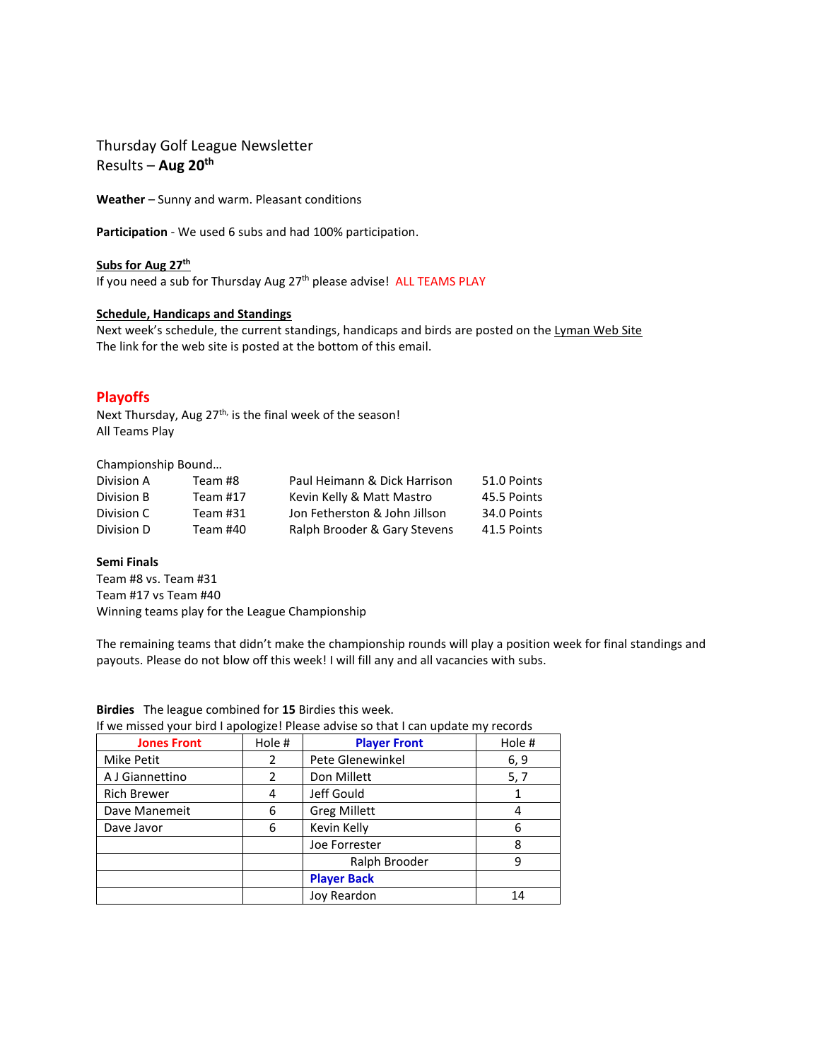Thursday Golf League Newsletter
Results – **Aug 20th**

**Weather** – Sunny and warm. Pleasant conditions

**Participation** - We used 6 subs and had 100% participation.

**Subs for Aug 27th**
If you need a sub for Thursday Aug 27th please advise! ALL TEAMS PLAY

**Schedule, Handicaps and Standings**
Next week's schedule, the current standings, handicaps and birds are posted on the Lyman Web Site
The link for the web site is posted at the bottom of this email.

## Playoffs

Next Thursday, Aug 27th, is the final week of the season!
All Teams Play

Championship Bound…

| | | | |
|---|---|---|---|
| Division A | Team #8 | Paul Heimann & Dick Harrison | 51.0 Points |
| Division B | Team #17 | Kevin Kelly & Matt Mastro | 45.5 Points |
| Division C | Team #31 | Jon Fetherston & John Jillson | 34.0 Points |
| Division D | Team #40 | Ralph Brooder & Gary Stevens | 41.5 Points |

**Semi Finals**
Team #8 vs. Team #31
Team #17 vs Team #40
Winning teams play for the League Championship

The remaining teams that didn't make the championship rounds will play a position week for final standings and payouts. Please do not blow off this week! I will fill any and all vacancies with subs.

**Birdies** The league combined for **15** Birdies this week.
If we missed your bird I apologize! Please advise so that I can update my records

| Jones Front | Hole # | Player Front | Hole # |
|---|---|---|---|
| Mike Petit | 2 | Pete Glenewinkel | 6, 9 |
| A J Giannettino | 2 | Don Millett | 5, 7 |
| Rich Brewer | 4 | Jeff Gould | 1 |
| Dave Manemeit | 6 | Greg Millett | 4 |
| Dave Javor | 6 | Kevin Kelly | 6 |
| | | Joe Forrester | 8 |
| | | Ralph Brooder | 9 |
| | | **Player Back** | |
| | | Joy Reardon | 14 |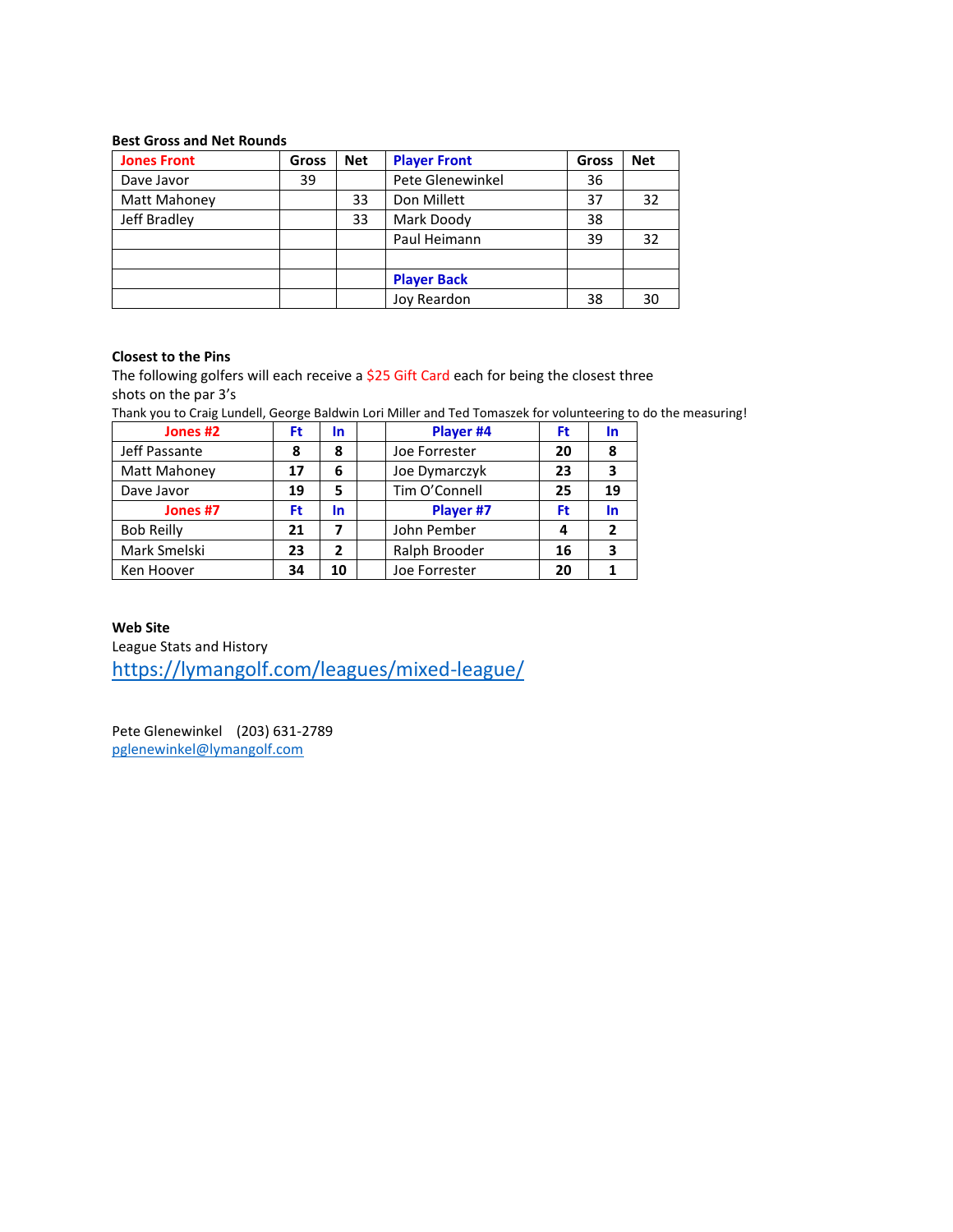**Best Gross and Net Rounds**

| Jones Front | Gross | Net | Player Front | Gross | Net |
|---|---|---|---|---|---|
| Dave Javor | 39 | | Pete Glenewinkel | 36 | |
| Matt Mahoney | | 33 | Don Millett | 37 | 32 |
| Jeff Bradley | | 33 | Mark Doody | 38 | |
| | | | Paul Heimann | 39 | 32 |
| | | | | | |
| | | | **Player Back** | | |
| | | | Joy Reardon | 38 | 30 |

**Closest to the Pins**

The following golfers will each receive a $25 Gift Card each for being the closest three shots on the par 3's

Thank you to Craig Lundell, George Baldwin Lori Miller and Ted Tomaszek for volunteering to do the measuring!

| Jones #2 | Ft | In | | Player #4 | Ft | In |
|---|---|---|---|---|---|---|
| Jeff Passante | 8 | 8 | | Joe Forrester | 20 | 8 |
| Matt Mahoney | 17 | 6 | | Joe Dymarczyk | 23 | 3 |
| Dave Javor | 19 | 5 | | Tim O'Connell | 25 | 19 |
| **Jones #7** | **Ft** | **In** | | **Player #7** | **Ft** | **In** |
| Bob Reilly | 21 | 7 | | John Pember | 4 | 2 |
| Mark Smelski | 23 | 2 | | Ralph Brooder | 16 | 3 |
| Ken Hoover | 34 | 10 | | Joe Forrester | 20 | 1 |

**Web Site**

League Stats and History

https://lymangolf.com/leagues/mixed-league/

Pete Glenewinkel (203) 631-2789

pglenewinkel@lymangolf.com